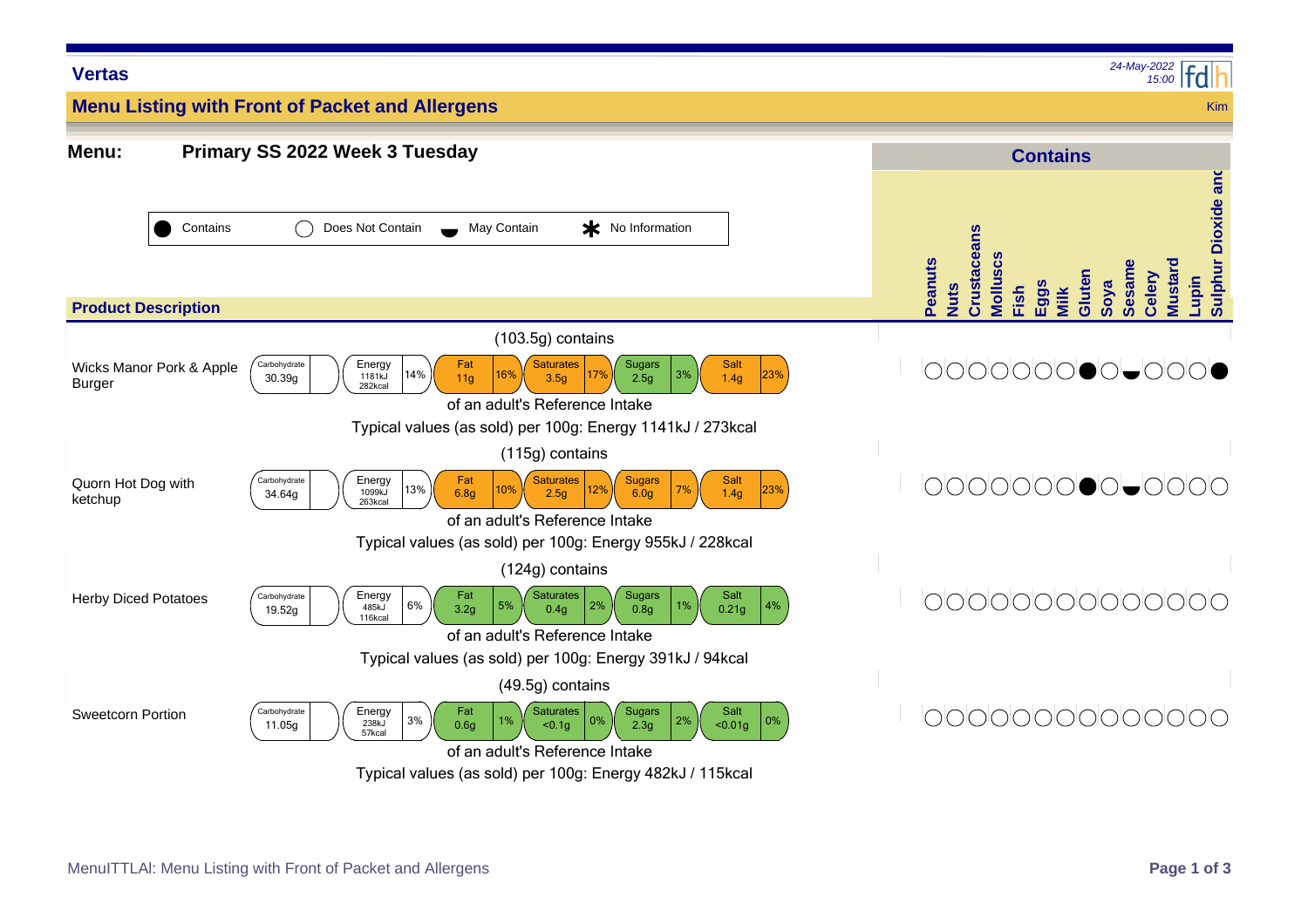**Vertas**

*24-May-2022 15:00*

## Menu Listing with Front of Packet and Allergens

Kim

**Menu:** **Primary SS 2022 Week 3 Tuesday**

● Contains ○ Does Not Contain ▬ May Contain ✱ No Information

### Product Description

**Wicks Manor Pork & Apple Burger**

(103.5g) contains

| Carbohydrate | Energy | Fat | Saturates | Sugars | Salt |
|---|---|---|---|---|---|
| 30.39g | 1181kJ 282kcal (14%) | 11g (16%) | 3.5g (17%) | 2.5g (3%) | 1.4g (23%) |

of an adult's Reference Intake

Typical values (as sold) per 100g: Energy 1141kJ / 273kcal

**Quorn Hot Dog with ketchup**

(115g) contains

| Carbohydrate | Energy | Fat | Saturates | Sugars | Salt |
|---|---|---|---|---|---|
| 34.64g | 1099kJ 263kcal (13%) | 6.8g (10%) | 2.5g (12%) | 6.0g (7%) | 1.4g (23%) |

of an adult's Reference Intake

Typical values (as sold) per 100g: Energy 955kJ / 228kcal

**Herby Diced Potatoes**

(124g) contains

| Carbohydrate | Energy | Fat | Saturates | Sugars | Salt |
|---|---|---|---|---|---|
| 19.52g | 485kJ 116kcal (6%) | 3.2g (5%) | 0.4g (2%) | 0.8g (1%) | 0.21g (4%) |

of an adult's Reference Intake

Typical values (as sold) per 100g: Energy 391kJ / 94kcal

**Sweetcorn Portion**

(49.5g) contains

| Carbohydrate | Energy | Fat | Saturates | Sugars | Salt |
|---|---|---|---|---|---|
| 11.05g | 238kJ 57kcal (3%) | 0.6g (1%) | <0.1g (0%) | 2.3g (2%) | <0.01g (0%) |

of an adult's Reference Intake

Typical values (as sold) per 100g: Energy 482kJ / 115kcal

### Contains

| Product | Peanuts | Nuts | Crustaceans | Molluscs | Fish | Eggs | Milk | Gluten | Soya | Sesame | Celery | Mustard | Lupin | Sulphur Dioxide and |
|---|---|---|---|---|---|---|---|---|---|---|---|---|---|---|
| Wicks Manor Pork & Apple Burger | ○ | ○ | ○ | ○ | ○ | ○ | ○ | ● | ○ | ▬ | ○ | ○ | ○ | ● |
| Quorn Hot Dog with ketchup | ○ | ○ | ○ | ○ | ○ | ○ | ○ | ● | ○ | ▬ | ○ | ○ | ○ | ○ |
| Herby Diced Potatoes | ○ | ○ | ○ | ○ | ○ | ○ | ○ | ○ | ○ | ○ | ○ | ○ | ○ | ○ |
| Sweetcorn Portion | ○ | ○ | ○ | ○ | ○ | ○ | ○ | ○ | ○ | ○ | ○ | ○ | ○ | ○ |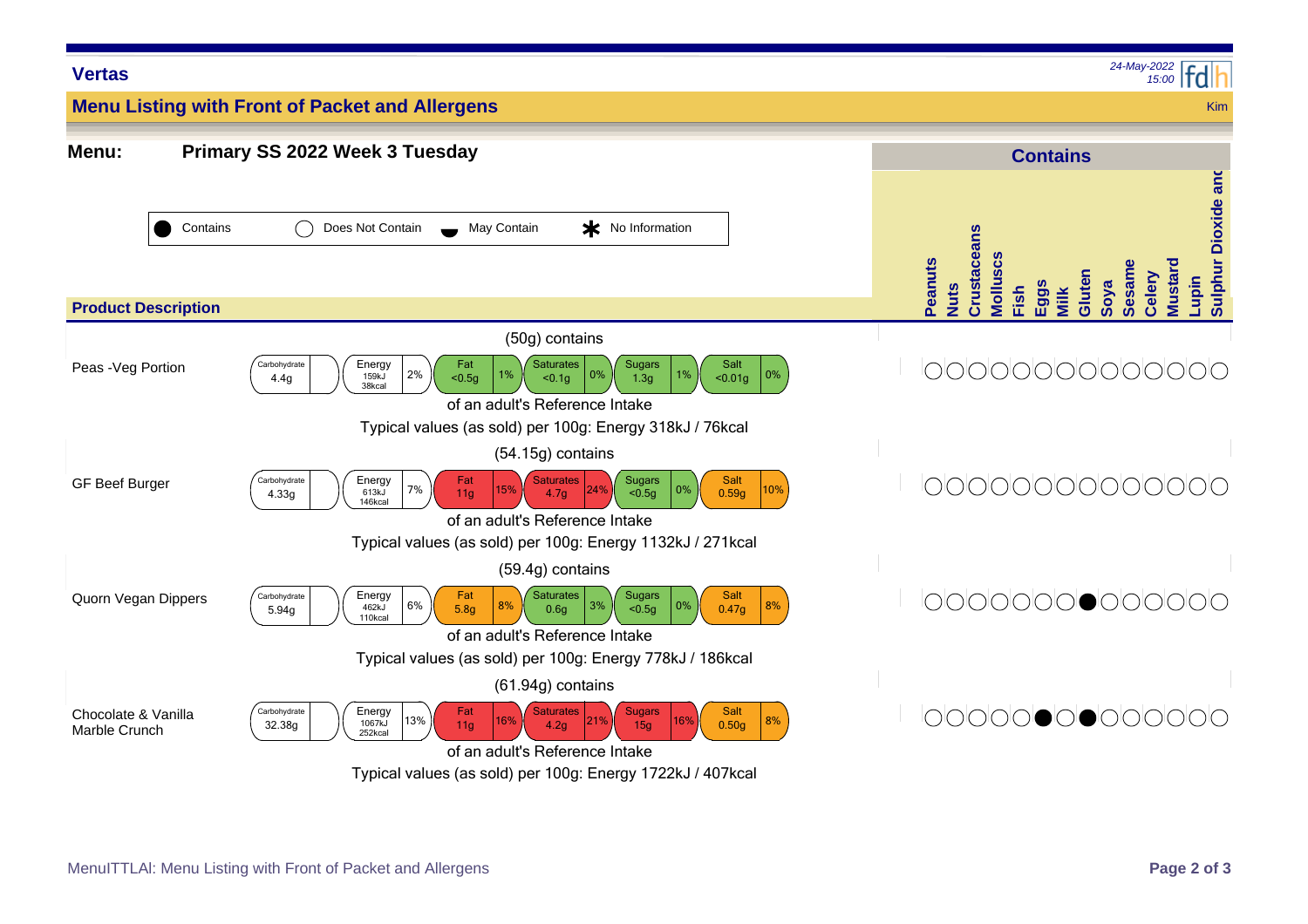**Vertas**

24-May-2022 15:00

## Menu Listing with Front of Packet and Allergens

Kim

**Menu:** **Primary SS 2022 Week 3 Tuesday**

Legend: ● Contains | ○ Does Not Contain | ◒ May Contain | ✱ No Information

### Product Description

| Product Description | Portion | Carbohydrate | Energy | Fat | Saturates | Sugars | Salt | Typical values (as sold) per 100g |
|---|---|---|---|---|---|---|---|---|
| Peas -Veg Portion | (50g) contains | 4.4g | 159kJ / 38kcal (2%) | <0.5g (1%) | <0.1g (0%) | 1.3g (1%) | <0.01g (0%) | Energy 318kJ / 76kcal |
| GF Beef Burger | (54.15g) contains | 4.33g | 613kJ / 146kcal (7%) | 11g (15%) | 4.7g (24%) | <0.5g (0%) | 0.59g (10%) | Energy 1132kJ / 271kcal |
| Quorn Vegan Dippers | (59.4g) contains | 5.94g | 462kJ / 110kcal (6%) | 5.8g (8%) | 0.6g (3%) | <0.5g (0%) | 0.47g (8%) | Energy 778kJ / 186kcal |
| Chocolate & Vanilla Marble Crunch | (61.94g) contains | 32.38g | 1067kJ / 252kcal (13%) | 11g (16%) | 4.2g (21%) | 15g (16%) | 0.50g (8%) | Energy 1722kJ / 407kcal |

Percentages are of an adult's Reference Intake.

### Contains

| Product Description | Peanuts | Nuts | Crustaceans | Molluscs | Fish | Eggs | Milk | Gluten | Soya | Sesame | Celery | Mustard | Lupin | Sulphur Dioxide and |
|---|---|---|---|---|---|---|---|---|---|---|---|---|---|---|
| Peas -Veg Portion | ○ | ○ | ○ | ○ | ○ | ○ | ○ | ○ | ○ | ○ | ○ | ○ | ○ | ○ |
| GF Beef Burger | ○ | ○ | ○ | ○ | ○ | ○ | ○ | ○ | ○ | ○ | ○ | ○ | ○ | ○ |
| Quorn Vegan Dippers | ○ | ○ | ○ | ○ | ○ | ○ | ○ | ● | ○ | ○ | ○ | ○ | ○ | ○ |
| Chocolate & Vanilla Marble Crunch | ○ | ○ | ○ | ○ | ○ | ● | ○ | ● | ○ | ○ | ○ | ○ | ○ | ○ |

MenuITTLAI: Menu Listing with Front of Packet and Allergens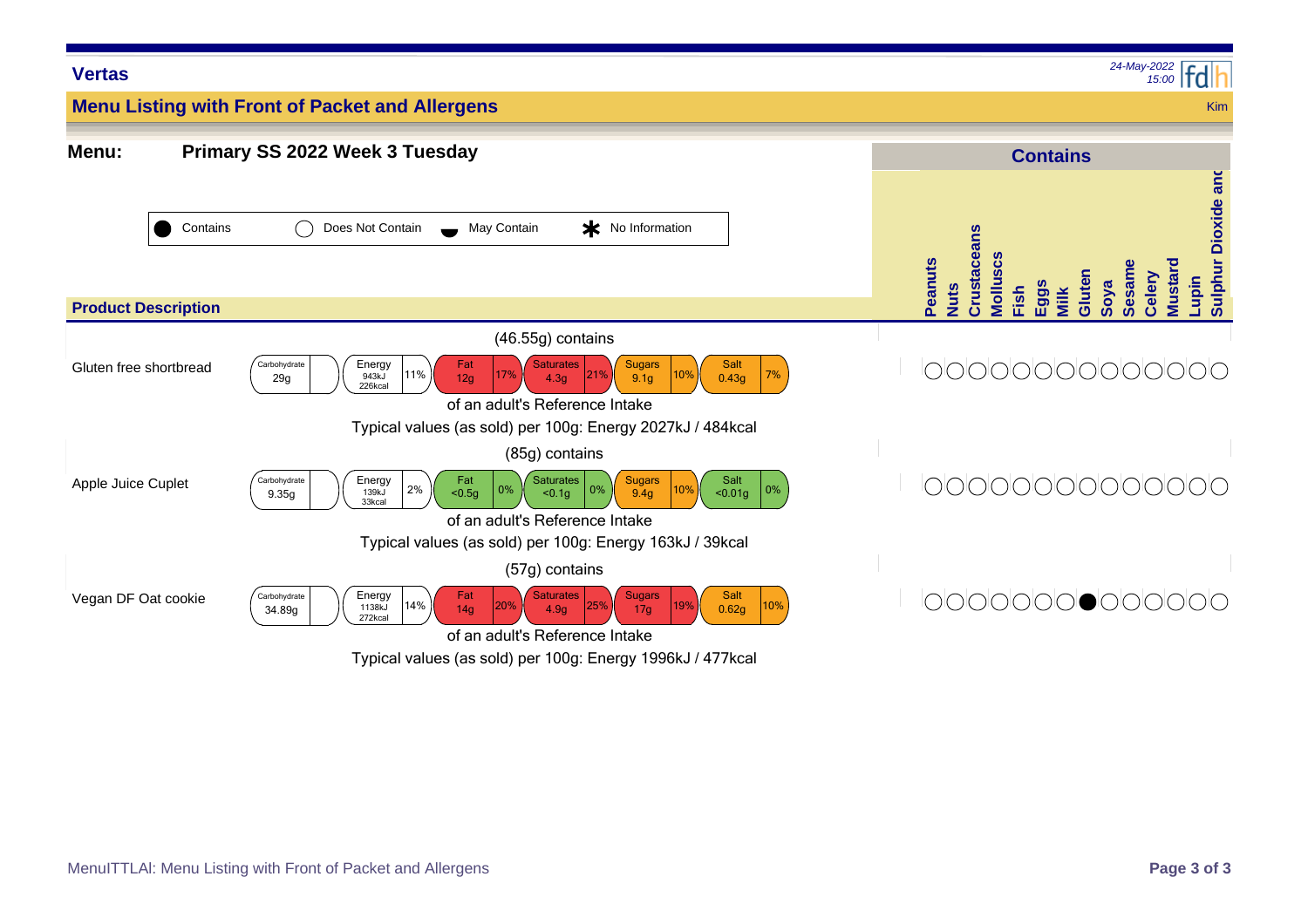**Vertas**

24-May-2022 15:00

## Menu Listing with Front of Packet and Allergens

Kim

**Menu:** **Primary SS 2022 Week 3 Tuesday**

Key: ● Contains | ○ Does Not Contain | ◡ May Contain | ✱ No Information

**Product Description**

| Product Description | Nutrition | Peanuts | Nuts | Crustaceans | Molluscs | Fish | Eggs | Milk | Gluten | Soya | Sesame | Celery | Mustard | Lupin | Sulphur Dioxide and |
|---|---|---|---|---|---|---|---|---|---|---|---|---|---|---|---|
| Gluten free shortbread | (46.55g) contains: Carbohydrate 29g; Energy 943kJ 226kcal 11%; Fat 12g 17%; Saturates 4.3g 21%; Sugars 9.1g 10%; Salt 0.43g 7% of an adult's Reference Intake. Typical values (as sold) per 100g: Energy 2027kJ / 484kcal | ○ | ○ | ○ | ○ | ○ | ○ | ○ | ○ | ○ | ○ | ○ | ○ | ○ | ○ |
| Apple Juice Cuplet | (85g) contains: Carbohydrate 9.35g; Energy 139kJ 33kcal 2%; Fat <0.5g 0%; Saturates <0.1g 0%; Sugars 9.4g 10%; Salt <0.01g 0% of an adult's Reference Intake. Typical values (as sold) per 100g: Energy 163kJ / 39kcal | ○ | ○ | ○ | ○ | ○ | ○ | ○ | ○ | ○ | ○ | ○ | ○ | ○ | ○ |
| Vegan DF Oat cookie | (57g) contains: Carbohydrate 34.89g; Energy 1138kJ 272kcal 14%; Fat 14g 20%; Saturates 4.9g 25%; Sugars 17g 19%; Salt 0.62g 10% of an adult's Reference Intake. Typical values (as sold) per 100g: Energy 1996kJ / 477kcal | ○ | ○ | ○ | ○ | ○ | ○ | ○ | ● | ○ | ○ | ○ | ○ | ○ | ○ |

MenuITTLAI: Menu Listing with Front of Packet and Allergens